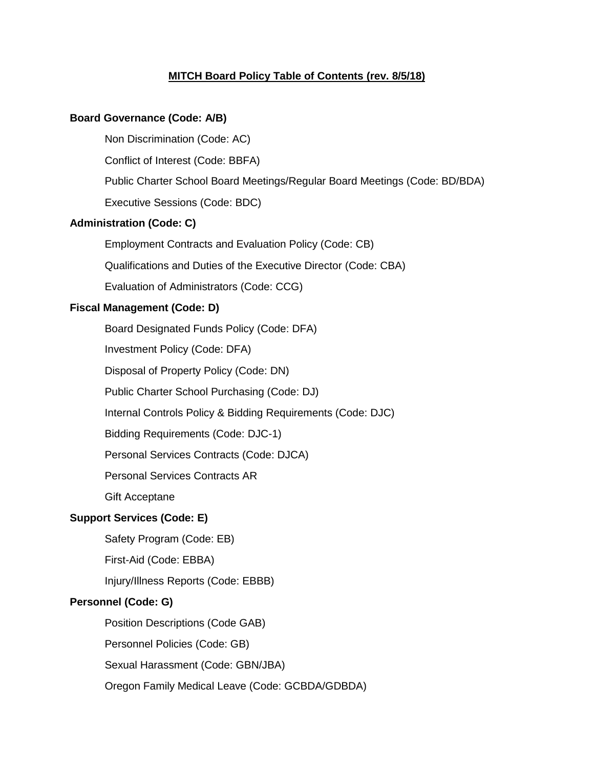# MITCH Board Policy Table of Contents (rev. 8/5/18)

**Board Governance (Code: A/B)**

- Non Discrimination (Code: AC)
- Conflict of Interest (Code: BBFA)
- Public Charter School Board Meetings/Regular Board Meetings (Code: BD/BDA)
- Executive Sessions (Code: BDC)

**Administration (Code: C)**

- Employment Contracts and Evaluation Policy (Code: CB)
- Qualifications and Duties of the Executive Director (Code: CBA)
- Evaluation of Administrators (Code: CCG)

**Fiscal Management (Code: D)**

- Board Designated Funds Policy (Code: DFA)
- Investment Policy (Code: DFA)
- Disposal of Property Policy (Code: DN)
- Public Charter School Purchasing (Code: DJ)
- Internal Controls Policy & Bidding Requirements (Code: DJC)
- Bidding Requirements (Code: DJC-1)
- Personal Services Contracts (Code: DJCA)
- Personal Services Contracts AR
- Gift Acceptane

**Support Services (Code: E)**

- Safety Program (Code: EB)
- First-Aid (Code: EBBA)
- Injury/Illness Reports (Code: EBBB)

**Personnel (Code: G)**

- Position Descriptions (Code GAB)
- Personnel Policies (Code: GB)
- Sexual Harassment (Code: GBN/JBA)
- Oregon Family Medical Leave (Code: GCBDA/GDBDA)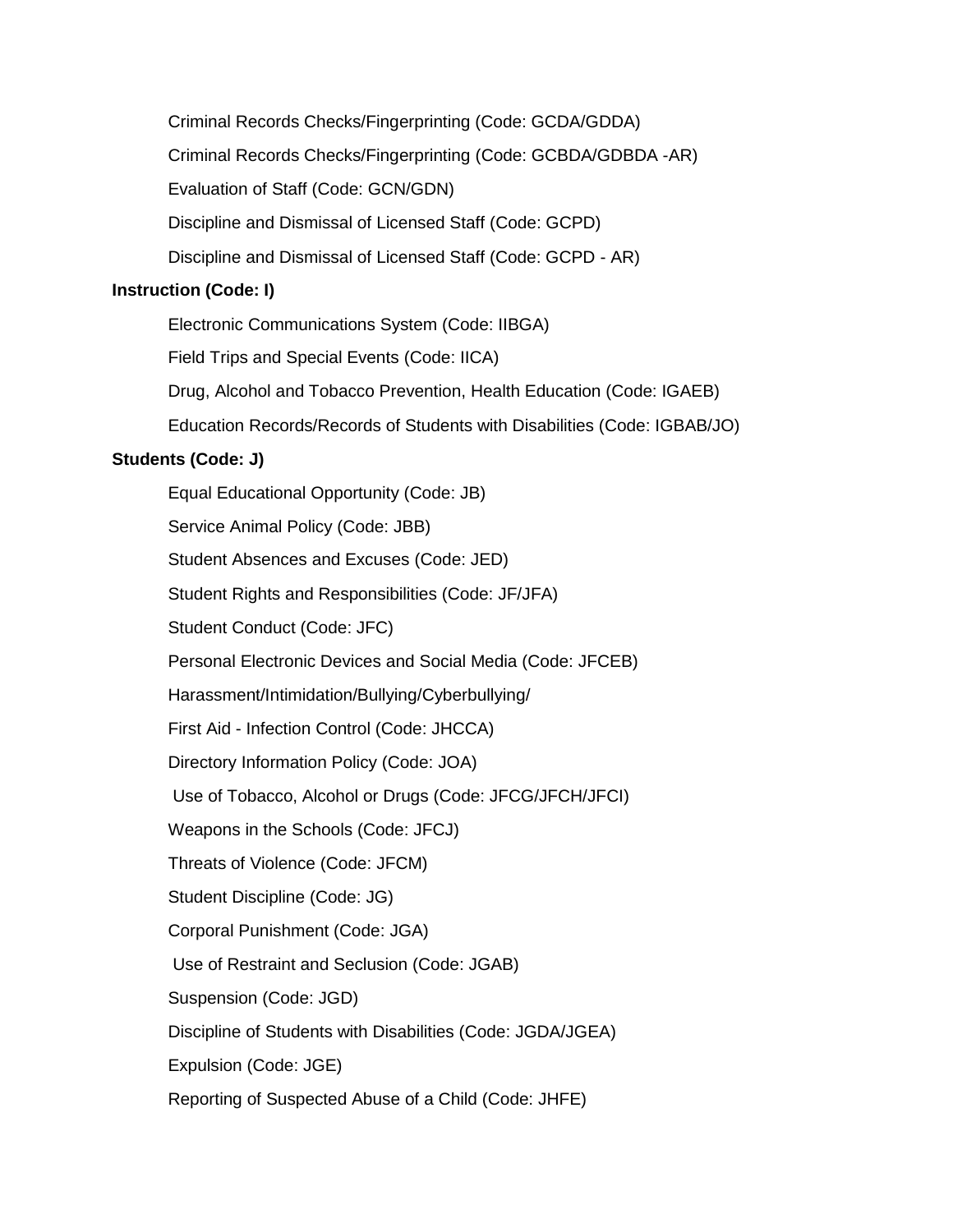Criminal Records Checks/Fingerprinting (Code: GCDA/GDDA)

Criminal Records Checks/Fingerprinting (Code: GCBDA/GDBDA -AR)

Evaluation of Staff (Code: GCN/GDN)

Discipline and Dismissal of Licensed Staff (Code: GCPD)

Discipline and Dismissal of Licensed Staff (Code: GCPD - AR)

**Instruction (Code: I)**

Electronic Communications System (Code: IIBGA)

Field Trips and Special Events (Code: IICA)

Drug, Alcohol and Tobacco Prevention, Health Education (Code: IGAEB)

Education Records/Records of Students with Disabilities (Code: IGBAB/JO)

**Students (Code: J)**

Equal Educational Opportunity (Code: JB)

Service Animal Policy (Code: JBB)

Student Absences and Excuses (Code: JED)

Student Rights and Responsibilities (Code: JF/JFA)

Student Conduct (Code: JFC)

Personal Electronic Devices and Social Media (Code: JFCEB)

Harassment/Intimidation/Bullying/Cyberbullying/

First Aid - Infection Control (Code: JHCCA)

Directory Information Policy (Code: JOA)

Use of Tobacco, Alcohol or Drugs (Code: JFCG/JFCH/JFCI)

Weapons in the Schools (Code: JFCJ)

Threats of Violence (Code: JFCM)

Student Discipline (Code: JG)

Corporal Punishment (Code: JGA)

Use of Restraint and Seclusion (Code: JGAB)

Suspension (Code: JGD)

Discipline of Students with Disabilities (Code: JGDA/JGEA)

Expulsion (Code: JGE)

Reporting of Suspected Abuse of a Child (Code: JHFE)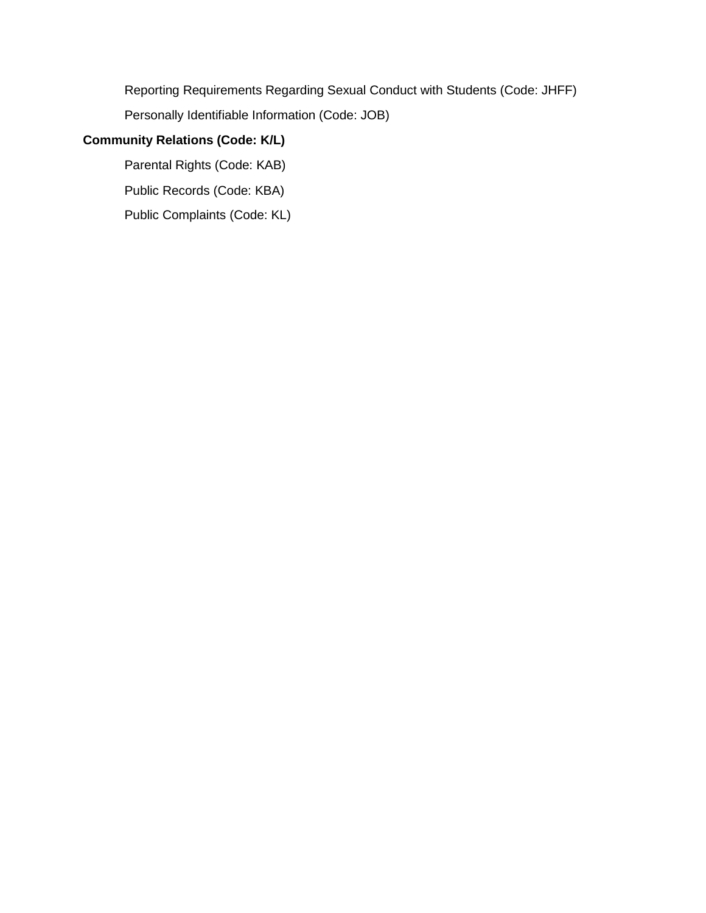- Reporting Requirements Regarding Sexual Conduct with Students (Code: JHFF)
- Personally Identifiable Information (Code: JOB)

**Community Relations (Code: K/L)**

- Parental Rights (Code: KAB)
- Public Records (Code: KBA)
- Public Complaints (Code: KL)